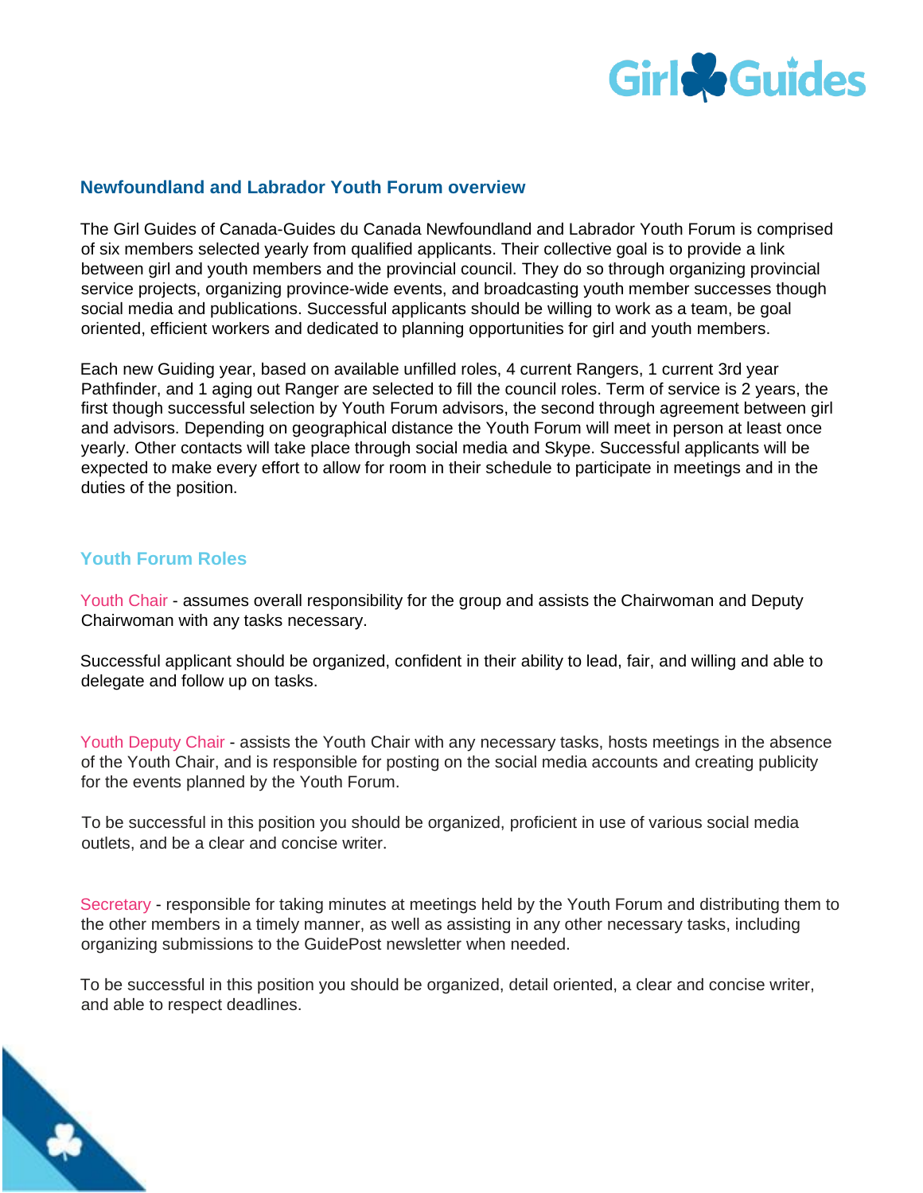## Newfoundland and Labrador Youth Forum overview

The Girl Guides of Canada-Guides du Canada Newfoundland and Labrador Youth Forum is comprised of six members selected yearly from qualified applicants. Their collective goal is to provide a link between girl and youth members and the provincial council. They do so through organizing provincial service projects, organizing province-wide events, and broadcasting youth member successes though social media and publications. Successful applicants should be willing to work as a team, be goal oriented, efficient workers and dedicated to planning opportunities for girl and youth members.

Each new Guiding year, based on available unfilled roles, 4 current Rangers, 1 current 3rd year Pathfinder, and 1 aging out Ranger are selected to fill the council roles. Term of service is 2 years, the first though successful selection by Youth Forum advisors, the second through agreement between girl and advisors. Depending on geographical distance the Youth Forum will meet in person at least once yearly. Other contacts will take place through social media and Skype. Successful applicants will be expected to make every effort to allow for room in their schedule to participate in meetings and in the duties of the position.

## Youth Forum Roles

Youth Chair - assumes overall responsibility for the group and assists the Chairwoman and Deputy Chairwoman with any tasks necessary.

Successful applicant should be organized, confident in their ability to lead, fair, and willing and able to delegate and follow up on tasks.

Youth Deputy Chair - assists the Youth Chair with any necessary tasks, hosts meetings in the absence of the Youth Chair, and is responsible for posting on the social media accounts and creating publicity for the events planned by the Youth Forum.

To be successful in this position you should be organized, proficient in use of various social media outlets, and be a clear and concise writer.

Secretary - responsible for taking minutes at meetings held by the Youth Forum and distributing them to the other members in a timely manner, as well as assisting in any other necessary tasks, including organizing submissions to the GuidePost newsletter when needed.

To be successful in this position you should be organized, detail oriented, a clear and concise writer, and able to respect deadlines.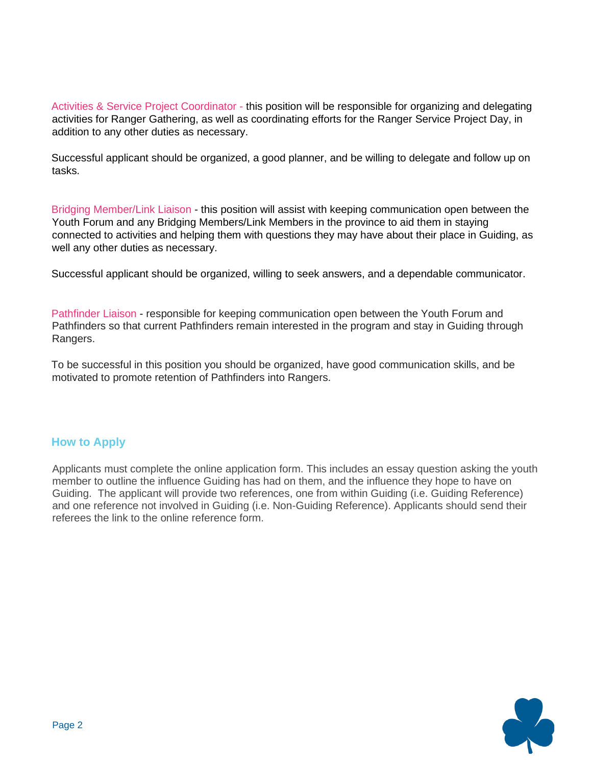Activities & Service Project Coordinator - this position will be responsible for organizing and delegating activities for Ranger Gathering, as well as coordinating efforts for the Ranger Service Project Day, in addition to any other duties as necessary.

Successful applicant should be organized, a good planner, and be willing to delegate and follow up on tasks.

Bridging Member/Link Liaison - this position will assist with keeping communication open between the Youth Forum and any Bridging Members/Link Members in the province to aid them in staying connected to activities and helping them with questions they may have about their place in Guiding, as well any other duties as necessary.

Successful applicant should be organized, willing to seek answers, and a dependable communicator.

Pathfinder Liaison - responsible for keeping communication open between the Youth Forum and Pathfinders so that current Pathfinders remain interested in the program and stay in Guiding through Rangers.

To be successful in this position you should be organized, have good communication skills, and be motivated to promote retention of Pathfinders into Rangers.

## How to Apply

Applicants must complete the online application form. This includes an essay question asking the youth member to outline the influence Guiding has had on them, and the influence they hope to have on Guiding. The applicant will provide two references, one from within Guiding (i.e. Guiding Reference) and one reference not involved in Guiding (i.e. Non-Guiding Reference). Applicants should send their referees the link to the online reference form.